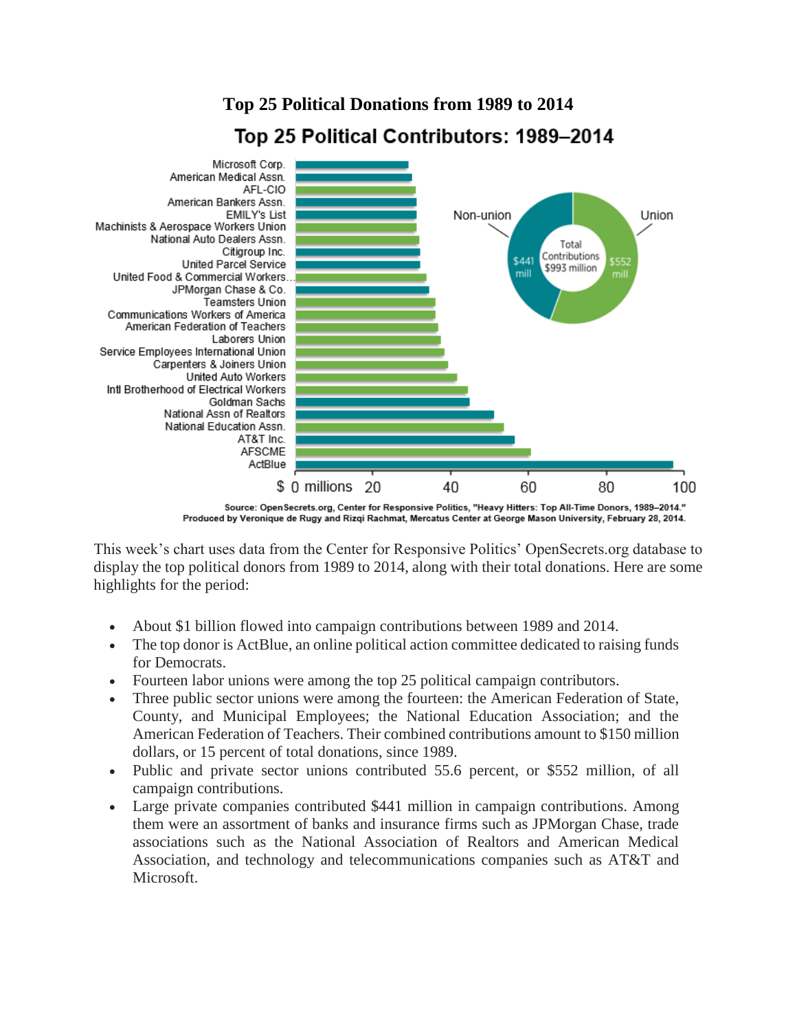# Top 25 Political Donations from 1989 to 2014

## Top 25 Political Contributors: 1989–2014

Microsoft Corp.
American Medical Assn.
AFL-CIO
American Bankers Assn.
EMILY's List
Machinists & Aerospace Workers Union
National Auto Dealers Assn.
Citigroup Inc.
United Parcel Service
United Food & Commercial Workers...
JPMorgan Chase & Co.
Teamsters Union
Communications Workers of America
American Federation of Teachers
Laborers Union
Service Employees International Union
Carpenters & Joiners Union
United Auto Workers
Intl Brotherhood of Electrical Workers
Goldman Sachs
National Assn of Realtors
National Education Assn.
AT&T Inc.
AFSCME
ActBlue

$ 0 millions 20 40 60 80 100

Non-union $441 mill | Union $552 mill | Total Contributions $993 million

Source: OpenSecrets.org, Center for Responsive Politics, "Heavy Hitters: Top All-Time Donors, 1989–2014."
Produced by Veronique de Rugy and Rizqi Rachmat, Mercatus Center at George Mason University, February 28, 2014.

This week's chart uses data from the Center for Responsive Politics' OpenSecrets.org database to display the top political donors from 1989 to 2014, along with their total donations. Here are some highlights for the period:

- About $1 billion flowed into campaign contributions between 1989 and 2014.
- The top donor is ActBlue, an online political action committee dedicated to raising funds for Democrats.
- Fourteen labor unions were among the top 25 political campaign contributors.
- Three public sector unions were among the fourteen: the American Federation of State, County, and Municipal Employees; the National Education Association; and the American Federation of Teachers. Their combined contributions amount to $150 million dollars, or 15 percent of total donations, since 1989.
- Public and private sector unions contributed 55.6 percent, or $552 million, of all campaign contributions.
- Large private companies contributed $441 million in campaign contributions. Among them were an assortment of banks and insurance firms such as JPMorgan Chase, trade associations such as the National Association of Realtors and American Medical Association, and technology and telecommunications companies such as AT&T and Microsoft.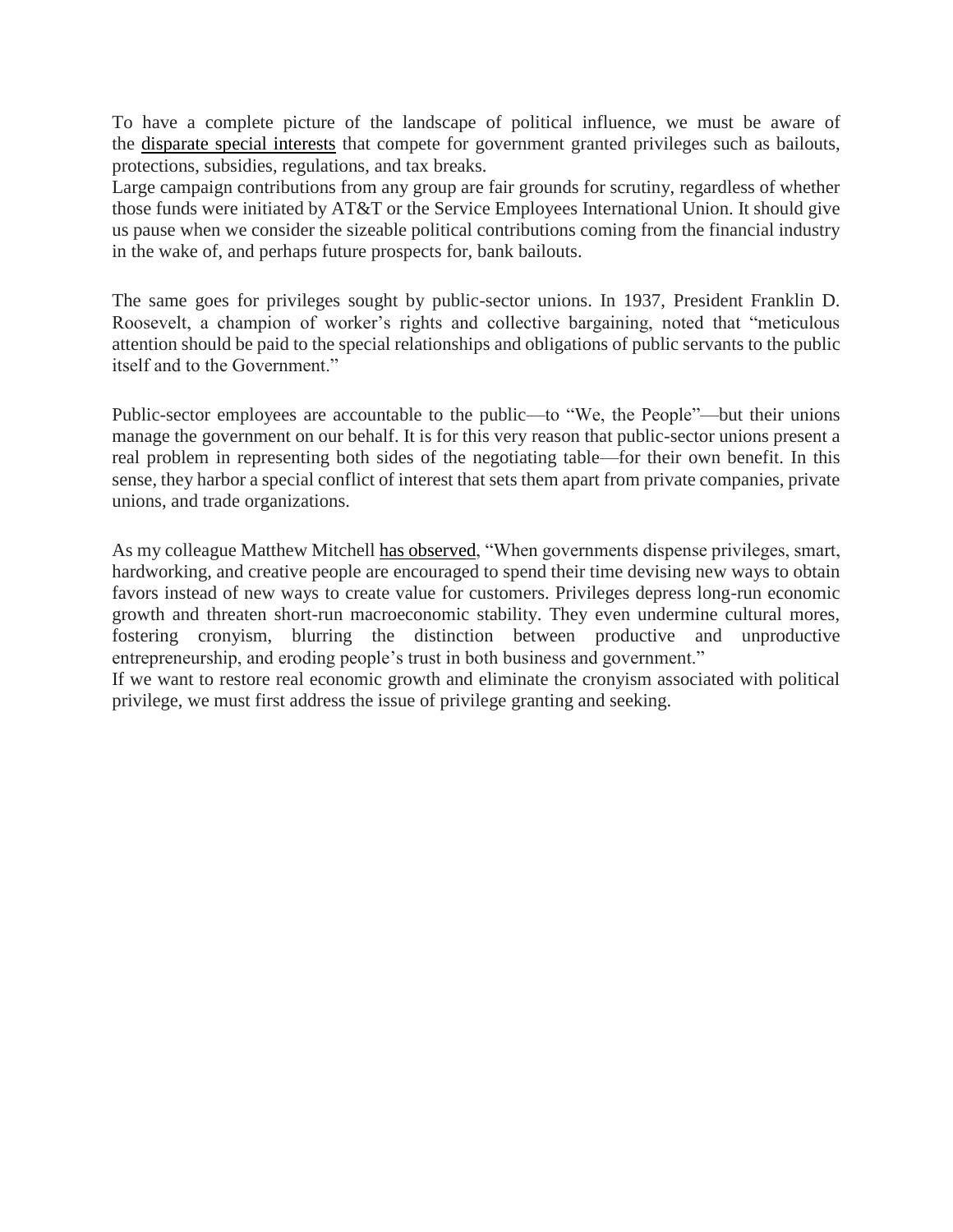To have a complete picture of the landscape of political influence, we must be aware of the disparate special interests that compete for government granted privileges such as bailouts, protections, subsidies, regulations, and tax breaks.

Large campaign contributions from any group are fair grounds for scrutiny, regardless of whether those funds were initiated by AT&T or the Service Employees International Union. It should give us pause when we consider the sizeable political contributions coming from the financial industry in the wake of, and perhaps future prospects for, bank bailouts.

The same goes for privileges sought by public-sector unions. In 1937, President Franklin D. Roosevelt, a champion of worker's rights and collective bargaining, noted that "meticulous attention should be paid to the special relationships and obligations of public servants to the public itself and to the Government."

Public-sector employees are accountable to the public—to "We, the People"—but their unions manage the government on our behalf. It is for this very reason that public-sector unions present a real problem in representing both sides of the negotiating table—for their own benefit. In this sense, they harbor a special conflict of interest that sets them apart from private companies, private unions, and trade organizations.

As my colleague Matthew Mitchell has observed, "When governments dispense privileges, smart, hardworking, and creative people are encouraged to spend their time devising new ways to obtain favors instead of new ways to create value for customers. Privileges depress long-run economic growth and threaten short-run macroeconomic stability. They even undermine cultural mores, fostering cronyism, blurring the distinction between productive and unproductive entrepreneurship, and eroding people's trust in both business and government."

If we want to restore real economic growth and eliminate the cronyism associated with political privilege, we must first address the issue of privilege granting and seeking.